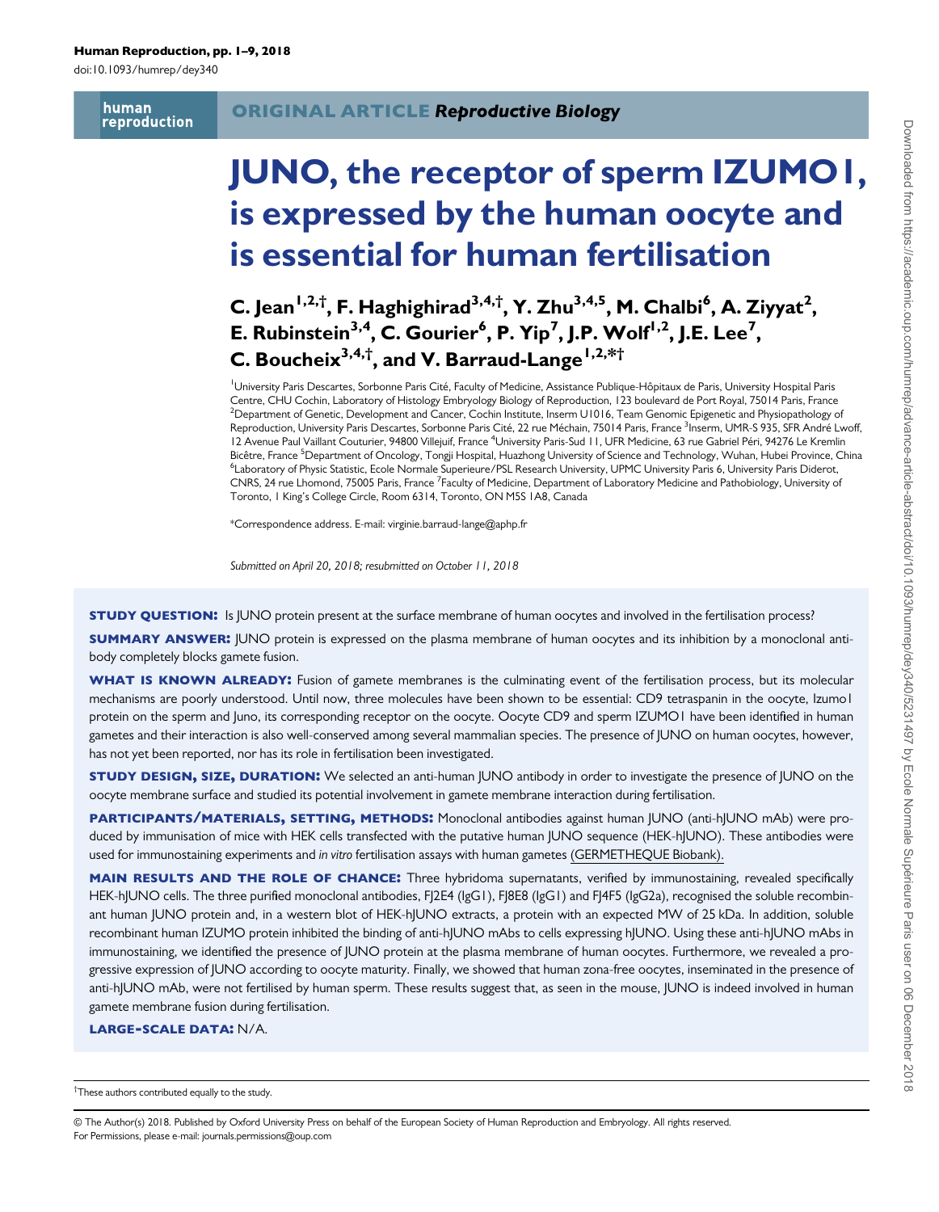ORIGINAL ARTICLE *Reproductive Biology*

# JUNO, the receptor of sperm IZUMO1, is expressed by the human oocyte and is essential for human fertilisation

**C. Jean[1,2,†], F. Haghighirad[3,4,†], Y. Zhu[3,4,5], M. Chalbi[6], A. Ziyyat[2], E. Rubinstein[3,4], C. Gourier[6], P. Yip[7], J.P. Wolf[1,2], J.E. Lee[7], C. Boucheix[3,4,†], and V. Barraud-Lange[1,2,*†]**

[1]University Paris Descartes, Sorbonne Paris Cité, Faculty of Medicine, Assistance Publique-Hôpitaux de Paris, University Hospital Paris Centre, CHU Cochin, Laboratory of Histology Embryology Biology of Reproduction, 123 boulevard de Port Royal, 75014 Paris, France [2]Department of Genetic, Development and Cancer, Cochin Institute, Inserm U1016, Team Genomic Epigenetic and Physiopathology of Reproduction, University Paris Descartes, Sorbonne Paris Cité, 22 rue Méchain, 75014 Paris, France [3]Inserm, UMR-S 935, SFR André Lwoff, 12 Avenue Paul Vaillant Couturier, 94800 Villejuif, France [4]University Paris-Sud 11, UFR Medicine, 63 rue Gabriel Péri, 94276 Le Kremlin Bicêtre, France [5]Department of Oncology, Tongji Hospital, Huazhong University of Science and Technology, Wuhan, Hubei Province, China [6]Laboratory of Physic Statistic, Ecole Normale Superieure/PSL Research University, UPMC University Paris 6, University Paris Diderot, CNRS, 24 rue Lhomond, 75005 Paris, France [7]Faculty of Medicine, Department of Laboratory Medicine and Pathobiology, University of Toronto, 1 King's College Circle, Room 6314, Toronto, ON M5S 1A8, Canada

*Correspondence address. E-mail: virginie.barraud-lange@aphp.fr

*Submitted on April 20, 2018; resubmitted on October 11, 2018*

**STUDY QUESTION:** Is JUNO protein present at the surface membrane of human oocytes and involved in the fertilisation process?

**SUMMARY ANSWER:** JUNO protein is expressed on the plasma membrane of human oocytes and its inhibition by a monoclonal antibody completely blocks gamete fusion.

**WHAT IS KNOWN ALREADY:** Fusion of gamete membranes is the culminating event of the fertilisation process, but its molecular mechanisms are poorly understood. Until now, three molecules have been shown to be essential: CD9 tetraspanin in the oocyte, Izumo1 protein on the sperm and Juno, its corresponding receptor on the oocyte. Oocyte CD9 and sperm IZUMO1 have been identified in human gametes and their interaction is also well-conserved among several mammalian species. The presence of JUNO on human oocytes, however, has not yet been reported, nor has its role in fertilisation been investigated.

**STUDY DESIGN, SIZE, DURATION:** We selected an anti-human JUNO antibody in order to investigate the presence of JUNO on the oocyte membrane surface and studied its potential involvement in gamete membrane interaction during fertilisation.

**PARTICIPANTS/MATERIALS, SETTING, METHODS:** Monoclonal antibodies against human JUNO (anti-hJUNO mAb) were produced by immunisation of mice with HEK cells transfected with the putative human JUNO sequence (HEK-hJUNO). These antibodies were used for immunostaining experiments and *in vitro* fertilisation assays with human gametes (GERMETHEQUE Biobank).

**MAIN RESULTS AND THE ROLE OF CHANCE:** Three hybridoma supernatants, verified by immunostaining, revealed specifically HEK-hJUNO cells. The three purified monoclonal antibodies, FJ2E4 (IgG1), FJ8E8 (IgG1) and FJ4F5 (IgG2a), recognised the soluble recombinant human JUNO protein and, in a western blot of HEK-hJUNO extracts, a protein with an expected MW of 25 kDa. In addition, soluble recombinant human IZUMO1 protein inhibited the binding of anti-hJUNO mAbs to cells expressing hJUNO. Using these anti-hJUNO mAbs in immunostaining, we identified the presence of JUNO protein at the plasma membrane of human oocytes. Furthermore, we revealed a progressive expression of JUNO according to oocyte maturity. Finally, we showed that human zona-free oocytes, inseminated in the presence of anti-hJUNO mAb, were not fertilised by human sperm. These results suggest that, as seen in the mouse, JUNO is indeed involved in human gamete membrane fusion during fertilisation.

**LARGE-SCALE DATA:** N/A.

†These authors contributed equally to the study.

© The Author(s) 2018. Published by Oxford University Press on behalf of the European Society of Human Reproduction and Embryology. All rights reserved.
For Permissions, please e-mail: journals.permissions@oup.com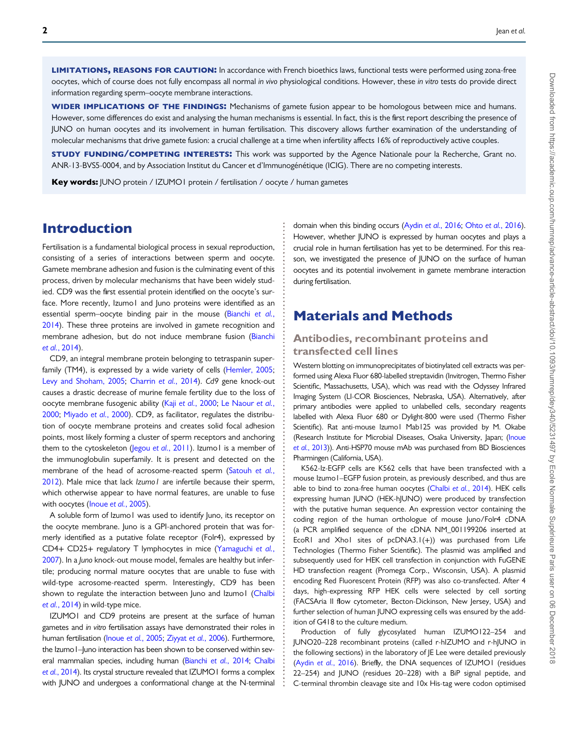**LIMITATIONS, REASONS FOR CAUTION:** In accordance with French bioethics laws, functional tests were performed using zona-free oocytes, which of course does not fully encompass all normal *in vivo* physiological conditions. However, these *in vitro* tests do provide direct information regarding sperm–oocyte membrane interactions.

**WIDER IMPLICATIONS OF THE FINDINGS:** Mechanisms of gamete fusion appear to be homologous between mice and humans. However, some differences do exist and analysing the human mechanisms is essential. In fact, this is the first report describing the presence of JUNO on human oocytes and its involvement in human fertilisation. This discovery allows further examination of the understanding of molecular mechanisms that drive gamete fusion: a crucial challenge at a time when infertility affects 16% of reproductively active couples.

**STUDY FUNDING/COMPETING INTERESTS:** This work was supported by the Agence Nationale pour la Recherche, Grant no. ANR-13-BVS5-0004, and by Association Institut du Cancer et d'Immunogénétique (ICIG). There are no competing interests.

**Key words:** JUNO protein / IZUMO1 protein / fertilisation / oocyte / human gametes

# Introduction

Fertilisation is a fundamental biological process in sexual reproduction, consisting of a series of interactions between sperm and oocyte. Gamete membrane adhesion and fusion is the culminating event of this process, driven by molecular mechanisms that have been widely studied. CD9 was the first essential protein identified on the oocyte's surface. More recently, Izumo1 and Juno proteins were identified as an essential sperm–oocyte binding pair in the mouse (Bianchi *et al.*, 2014). These three proteins are involved in gamete recognition and membrane adhesion, but do not induce membrane fusion (Bianchi *et al.*, 2014).

CD9, an integral membrane protein belonging to tetraspanin superfamily (TM4), is expressed by a wide variety of cells (Hemler, 2005; Levy and Shoham, 2005; Charrin *et al.*, 2014). *Cd9* gene knock-out causes a drastic decrease of murine female fertility due to the loss of oocyte membrane fusogenic ability (Kaji *et al.*, 2000; Le Naour *et al.*, 2000; Miyado *et al.*, 2000). CD9, as facilitator, regulates the distribution of oocyte membrane proteins and creates solid focal adhesion points, most likely forming a cluster of sperm receptors and anchoring them to the cytoskeleton (Jegou *et al.*, 2011). Izumo1 is a member of the immunoglobulin superfamily. It is present and detected on the membrane of the head of acrosome-reacted sperm (Satouh *et al.*, 2012). Male mice that lack *Izumo1* are infertile because their sperm, which otherwise appear to have normal features, are unable to fuse with oocytes (Inoue *et al.*, 2005).

A soluble form of Izumo1 was used to identify Juno, its receptor on the oocyte membrane. Juno is a GPI-anchored protein that was formerly identified as a putative folate receptor (Folr4), expressed by CD4+ CD25+ regulatory T lymphocytes in mice (Yamaguchi *et al.*, 2007). In a *Juno* knock-out mouse model, females are healthy but infertile; producing normal mature oocytes that are unable to fuse with wild-type acrosome-reacted sperm. Interestingly, CD9 has been shown to regulate the interaction between Juno and Izumo1 (Chalbi *et al.*, 2014) in wild-type mice.

IZUMO1 and CD9 proteins are present at the surface of human gametes and *in vitro* fertilisation assays have demonstrated their roles in human fertilisation (Inoue *et al.*, 2005; Ziyyat *et al.*, 2006). Furthermore, the Izumo1–Juno interaction has been shown to be conserved within several mammalian species, including human (Bianchi *et al.*, 2014; Chalbi *et al.*, 2014). Its crystal structure revealed that IZUMO1 forms a complex with JUNO and undergoes a conformational change at the N-terminal domain when this binding occurs (Aydin *et al.*, 2016; Ohto *et al.*, 2016). However, whether JUNO is expressed by human oocytes and plays a crucial role in human fertilisation has yet to be determined. For this reason, we investigated the presence of JUNO on the surface of human oocytes and its potential involvement in gamete membrane interaction during fertilisation.

# Materials and Methods

## Antibodies, recombinant proteins and transfected cell lines

Western blotting on immunoprecipitates of biotinylated cell extracts was performed using Alexa Fluor 680-labelled streptavidin (Invitrogen, Thermo Fisher Scientific, Massachusetts, USA), which was read with the Odyssey Infrared Imaging System (LI-COR Biosciences, Nebraska, USA). Alternatively, after primary antibodies were applied to unlabelled cells, secondary reagents labelled with Alexa Fluor 680 or Dylight-800 were used (Thermo Fisher Scientific). Rat anti-mouse Izumo1 Mab125 was provided by M. Okabe (Research Institute for Microbial Diseases, Osaka University, Japan; (Inoue *et al.*, 2013)). Anti-HSP70 mouse mAb was purchased from BD Biosciences Pharmingen (California, USA).

K562-Iz-EGFP cells are K562 cells that have been transfected with a mouse Izumo1–EGFP fusion protein, as previously described, and thus are able to bind to zona-free human oocytes (Chalbi *et al.*, 2014). HEK cells expressing human JUNO (HEK-hJUNO) were produced by transfection with the putative human sequence. An expression vector containing the coding region of the human orthologue of mouse Juno/Folr4 cDNA (a PCR amplified sequence of the cDNA NM_001199206 inserted at EcoR1 and Xho1 sites of pcDNA3.1(+)) was purchased from Life Technologies (Thermo Fisher Scientific). The plasmid was amplified and subsequently used for HEK cell transfection in conjunction with FuGENE HD transfection reagent (Promega Corp., Wisconsin, USA). A plasmid encoding Red Fluorescent Protein (RFP) was also co-transfected. After 4 days, high-expressing RFP HEK cells were selected by cell sorting (FACSAria II flow cytometer, Becton-Dickinson, New Jersey, USA) and further selection of human JUNO expressing cells was ensured by the addition of G418 to the culture medium.

Production of fully glycosylated human IZUMO122–254 and JUNO20–228 recombinant proteins (called r-hIZUMO and r-hJUNO in the following sections) in the laboratory of JE Lee were detailed previously (Aydin *et al.*, 2016). Briefly, the DNA sequences of IZUMO1 (residues 22–254) and JUNO (residues 20–228) with a BiP signal peptide, and C-terminal thrombin cleavage site and 10x His-tag were codon optimised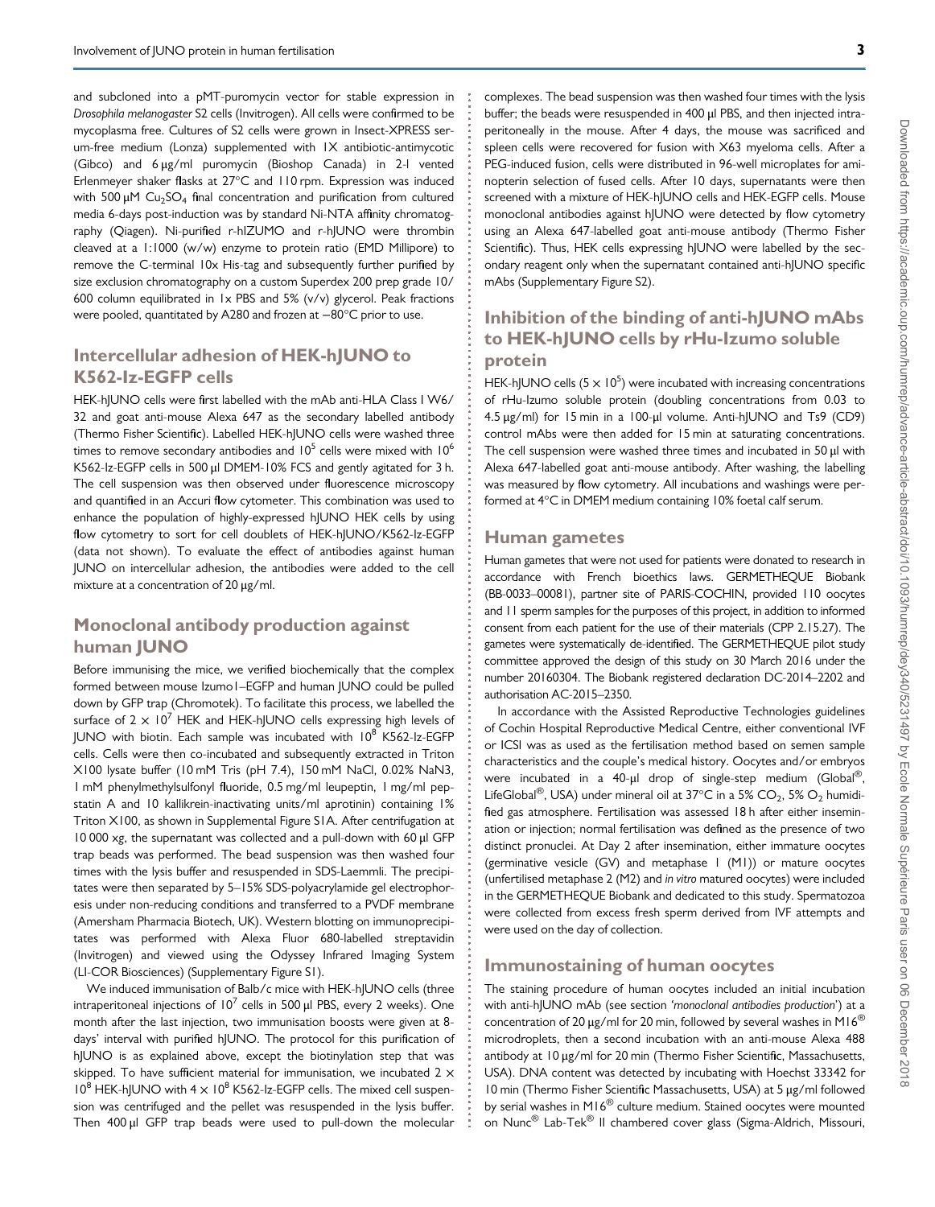and subcloned into a pMT-puromycin vector for stable expression in *Drosophila melanogaster* S2 cells (Invitrogen). All cells were confirmed to be mycoplasma free. Cultures of S2 cells were grown in Insect-XPRESS serum-free medium (Lonza) supplemented with 1X antibiotic-antimycotic (Gibco) and 6 μg/ml puromycin (Bioshop Canada) in 2-l vented Erlenmeyer shaker flasks at 27°C and 110 rpm. Expression was induced with 500 μM $Cu_2SO_4$ final concentration and purification from cultured media 6-days post-induction was by standard Ni-NTA affinity chromatography (Qiagen). Ni-purified r-hIZUMO and r-hJUNO were thrombin cleaved at a 1:1000 (w/w) enzyme to protein ratio (EMD Millipore) to remove the C-terminal 10x His-tag and subsequently further purified by size exclusion chromatography on a custom Superdex 200 prep grade 10/600 column equilibrated in 1x PBS and 5% (v/v) glycerol. Peak fractions were pooled, quantitated by A280 and frozen at −80°C prior to use.

## Intercellular adhesion of HEK-hJUNO to K562-Iz-EGFP cells

HEK-hJUNO cells were first labelled with the mAb anti-HLA Class I W6/32 and goat anti-mouse Alexa 647 as the secondary labelled antibody (Thermo Fisher Scientific). Labelled HEK-hJUNO cells were washed three times to remove secondary antibodies and $10^5$ cells were mixed with $10^6$ K562-Iz-EGFP cells in 500 μl DMEM-10% FCS and gently agitated for 3 h. The cell suspension was then observed under fluorescence microscopy and quantified in an Accuri flow cytometer. This combination was used to enhance the population of highly-expressed hJUNO HEK cells by using flow cytometry to sort for cell doublets of HEK-hJUNO/K562-Iz-EGFP (data not shown). To evaluate the effect of antibodies against human JUNO on intercellular adhesion, the antibodies were added to the cell mixture at a concentration of 20 μg/ml.

## Monoclonal antibody production against human JUNO

Before immunising the mice, we verified biochemically that the complex formed between mouse Izumo1–EGFP and human JUNO could be pulled down by GFP trap (Chromotek). To facilitate this process, we labelled the surface of $2 \times 10^7$ HEK and HEK-hJUNO cells expressing high levels of JUNO with biotin. Each sample was incubated with $10^8$ K562-Iz-EGFP cells. Cells were then co-incubated and subsequently extracted in Triton X100 lysate buffer (10 mM Tris (pH 7.4), 150 mM NaCl, 0.02% $NaN_3$, 1 mM phenylmethylsulfonyl fluoride, 0.5 mg/ml leupeptin, 1 mg/ml pepstatin A and 10 kallikrein-inactivating units/ml aprotinin) containing 1% Triton X100, as shown in Supplemental Figure S1A. After centrifugation at 10 000 xg, the supernatant was collected and a pull-down with 60 μl GFP trap beads was performed. The bead suspension was then washed four times with the lysis buffer and resuspended in SDS-Laemmli. The precipitates were then separated by 5–15% SDS-polyacrylamide gel electrophoresis under non-reducing conditions and transferred to a PVDF membrane (Amersham Pharmacia Biotech, UK). Western blotting on immunoprecipitates was performed with Alexa Fluor 680-labelled streptavidin (Invitrogen) and viewed using the Odyssey Infrared Imaging System (LI-COR Biosciences) (Supplementary Figure S1).

We induced immunisation of Balb/c mice with HEK-hJUNO cells (three intraperitoneal injections of $10^7$ cells in 500 μl PBS, every 2 weeks). One month after the last injection, two immunisation boosts were given at 8-days' interval with purified hJUNO. The protocol for this purification of hJUNO is as explained above, except the biotinylation step that was skipped. To have sufficient material for immunisation, we incubated $2 \times 10^8$ HEK-hJUNO with $4 \times 10^8$ K562-Iz-EGFP cells. The mixed cell suspension was centrifuged and the pellet was resuspended in the lysis buffer. Then 400 μl GFP trap beads were used to pull-down the molecular complexes. The bead suspension was then washed four times with the lysis buffer; the beads were resuspended in 400 μl PBS, and then injected intraperitoneally in the mouse. After 4 days, the mouse was sacrificed and spleen cells were recovered for fusion with X63 myeloma cells. After a PEG-induced fusion, cells were distributed in 96-well microplates for aminopterin selection of fused cells. After 10 days, supernatants were then screened with a mixture of HEK-hJUNO cells and HEK-EGFP cells. Mouse monoclonal antibodies against hJUNO were detected by flow cytometry using an Alexa 647-labelled goat anti-mouse antibody (Thermo Fisher Scientific). Thus, HEK cells expressing hJUNO were labelled by the secondary reagent only when the supernatant contained anti-hJUNO specific mAbs (Supplementary Figure S2).

## Inhibition of the binding of anti-hJUNO mAbs to HEK-hJUNO cells by rHu-Izumo soluble protein

HEK-hJUNO cells ($5 \times 10^5$) were incubated with increasing concentrations of rHu-Izumo soluble protein (doubling concentrations from 0.03 to 4.5 μg/ml) for 15 min in a 100-μl volume. Anti-hJUNO and Ts9 (CD9) control mAbs were then added for 15 min at saturating concentrations. The cell suspension were washed three times and incubated in 50 μl with Alexa 647-labelled goat anti-mouse antibody. After washing, the labelling was measured by flow cytometry. All incubations and washings were performed at 4°C in DMEM medium containing 10% foetal calf serum.

## Human gametes

Human gametes that were not used for patients were donated to research in accordance with French bioethics laws. GERMETHEQUE Biobank (BB-0033–00081), partner site of PARIS-COCHIN, provided 110 oocytes and 11 sperm samples for the purposes of this project, in addition to informed consent from each patient for the use of their materials (CPP 2.15.27). The gametes were systematically de-identified. The GERMETHEQUE pilot study committee approved the design of this study on 30 March 2016 under the number 20160304. The Biobank registered declaration DC-2014–2202 and authorisation AC-2015–2350.

In accordance with the Assisted Reproductive Technologies guidelines of Cochin Hospital Reproductive Medical Centre, either conventional IVF or ICSI was as used as the fertilisation method based on semen sample characteristics and the couple's medical history. Oocytes and/or embryos were incubated in a 40-μl drop of single-step medium (Global®, LifeGlobal®, USA) under mineral oil at 37°C in a 5% $CO_2$, 5% $O_2$ humidified gas atmosphere. Fertilisation was assessed 18 h after either insemination or injection; normal fertilisation was defined as the presence of two distinct pronuclei. At Day 2 after insemination, either immature oocytes (germinative vesicle (GV) and metaphase I (MI)) or mature oocytes (unfertilised metaphase 2 (M2) and *in vitro* matured oocytes) were included in the GERMETHEQUE Biobank and dedicated to this study. Spermatozoa were collected from excess fresh sperm derived from IVF attempts and were used on the day of collection.

## Immunostaining of human oocytes

The staining procedure of human oocytes included an initial incubation with anti-hJUNO mAb (see section '*monoclonal antibodies production*') at a concentration of 20 μg/ml for 20 min, followed by several washes in M16® microdroplets, then a second incubation with an anti-mouse Alexa 488 antibody at 10 μg/ml for 20 min (Thermo Fisher Scientific, Massachusetts, USA). DNA content was detected by incubating with Hoechst 33342 for 10 min (Thermo Fisher Scientific Massachusetts, USA) at 5 μg/ml followed by serial washes in M16® culture medium. Stained oocytes were mounted on Nunc® Lab-Tek® II chambered cover glass (Sigma-Aldrich, Missouri,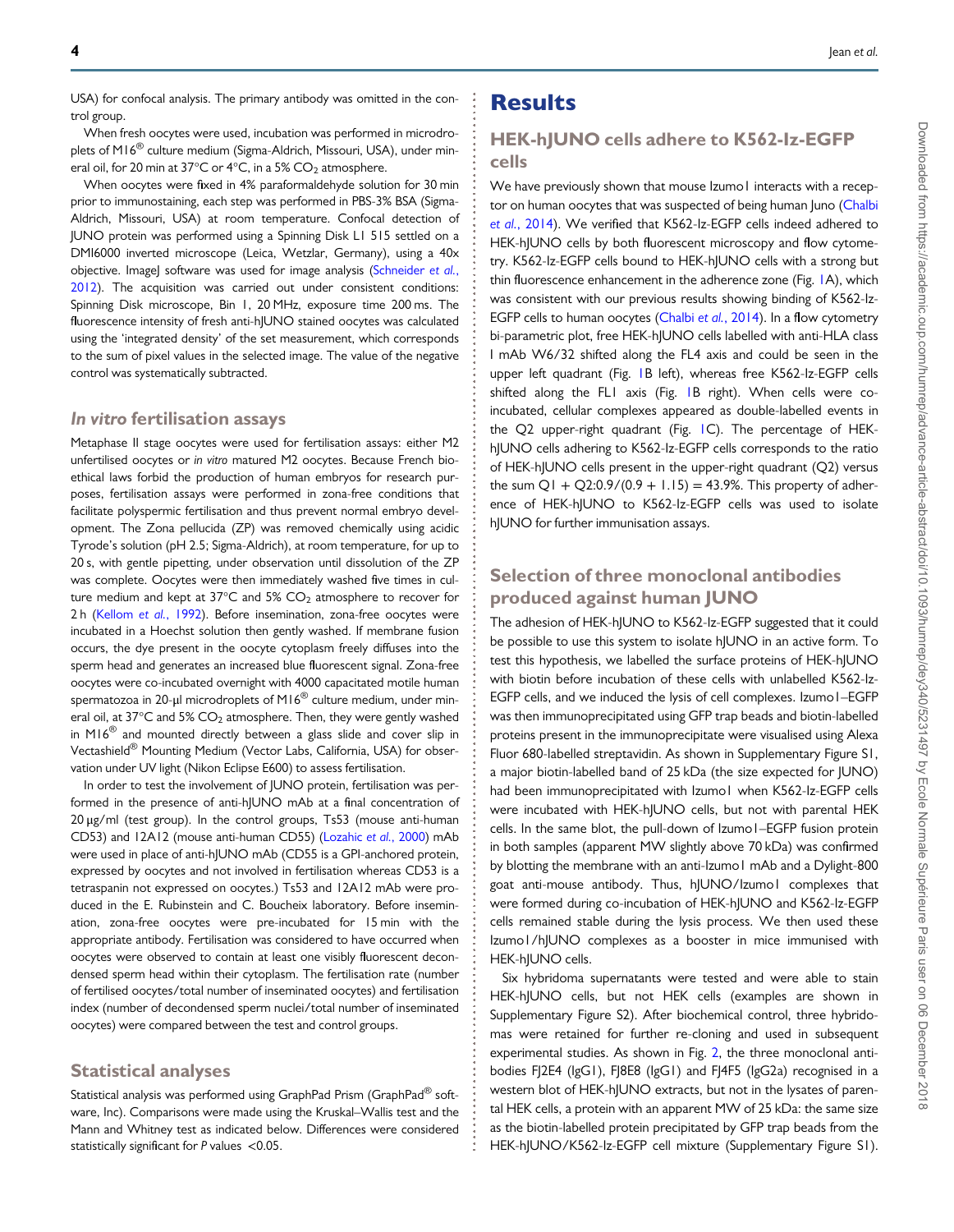USA) for confocal analysis. The primary antibody was omitted in the control group.

When fresh oocytes were used, incubation was performed in microdroplets of M16® culture medium (Sigma-Aldrich, Missouri, USA), under mineral oil, for 20 min at 37°C or 4°C, in a 5% $CO_2$ atmosphere.

When oocytes were fixed in 4% paraformaldehyde solution for 30 min prior to immunostaining, each step was performed in PBS-3% BSA (Sigma-Aldrich, Missouri, USA) at room temperature. Confocal detection of JUNO protein was performed using a Spinning Disk L1 515 settled on a DMI6000 inverted microscope (Leica, Wetzlar, Germany), using a 40x objective. ImageJ software was used for image analysis (Schneider *et al.*, 2012). The acquisition was carried out under consistent conditions: Spinning Disk microscope, Bin 1, 20 MHz, exposure time 200 ms. The fluorescence intensity of fresh anti-hJUNO stained oocytes was calculated using the 'integrated density' of the set measurement, which corresponds to the sum of pixel values in the selected image. The value of the negative control was systematically subtracted.

### *In vitro* fertilisation assays

Metaphase II stage oocytes were used for fertilisation assays: either M2 unfertilised oocytes or *in vitro* matured M2 oocytes. Because French bioethical laws forbid the production of human embryos for research purposes, fertilisation assays were performed in zona-free conditions that facilitate polyspermic fertilisation and thus prevent normal embryo development. The Zona pellucida (ZP) was removed chemically using acidic Tyrode's solution (pH 2.5; Sigma-Aldrich), at room temperature, for up to 20 s, with gentle pipetting, under observation until dissolution of the ZP was complete. Oocytes were then immediately washed five times in culture medium and kept at 37°C and 5% $CO_2$ atmosphere to recover for 2 h (Kellom *et al.*, 1992). Before insemination, zona-free oocytes were incubated in a Hoechst solution then gently washed. If membrane fusion occurs, the dye present in the oocyte cytoplasm freely diffuses into the sperm head and generates an increased blue fluorescent signal. Zona-free oocytes were co-incubated overnight with 4000 capacitated motile human spermatozoa in 20-µl microdroplets of M16® culture medium, under mineral oil, at 37°C and 5% $CO_2$ atmosphere. Then, they were gently washed in M16® and mounted directly between a glass slide and cover slip in Vectashield® Mounting Medium (Vector Labs, California, USA) for observation under UV light (Nikon Eclipse E600) to assess fertilisation.

In order to test the involvement of JUNO protein, fertilisation was performed in the presence of anti-hJUNO mAb at a final concentration of 20 µg/ml (test group). In the control groups, Ts53 (mouse anti-human CD53) and 12A12 (mouse anti-human CD55) (Lozahic *et al.*, 2000) mAb were used in place of anti-hJUNO mAb (CD55 is a GPI-anchored protein, expressed by oocytes and not involved in fertilisation whereas CD53 is a tetraspanin not expressed on oocytes.) Ts53 and 12A12 mAb were produced in the E. Rubinstein and C. Boucheix laboratory. Before insemination, zona-free oocytes were pre-incubated for 15 min with the appropriate antibody. Fertilisation was considered to have occurred when oocytes were observed to contain at least one visibly fluorescent decondensed sperm head within their cytoplasm. The fertilisation rate (number of fertilised oocytes/total number of inseminated oocytes) and fertilisation index (number of decondensed sperm nuclei/total number of inseminated oocytes) were compared between the test and control groups.

### Statistical analyses

Statistical analysis was performed using GraphPad Prism (GraphPad® software, Inc). Comparisons were made using the Kruskal–Wallis test and the Mann and Whitney test as indicated below. Differences were considered statistically significant for $P$ values $<0.05$.

# Results

## HEK-hJUNO cells adhere to K562-Iz-EGFP cells

We have previously shown that mouse Izumo1 interacts with a receptor on human oocytes that was suspected of being human Juno (Chalbi *et al.*, 2014). We verified that K562-Iz-EGFP cells indeed adhered to HEK-hJUNO cells by both fluorescent microscopy and flow cytometry. K562-Iz-EGFP cells bound to HEK-hJUNO cells with a strong but thin fluorescence enhancement in the adherence zone (Fig. 1A), which was consistent with our previous results showing binding of K562-Iz-EGFP cells to human oocytes (Chalbi *et al.*, 2014). In a flow cytometry bi-parametric plot, free HEK-hJUNO cells labelled with anti-HLA class I mAb W6/32 shifted along the FL4 axis and could be seen in the upper left quadrant (Fig. 1B left), whereas free K562-Iz-EGFP cells shifted along the FL1 axis (Fig. 1B right). When cells were co-incubated, cellular complexes appeared as double-labelled events in the Q2 upper-right quadrant (Fig. 1C). The percentage of HEK-hJUNO cells adhering to K562-Iz-EGFP cells corresponds to the ratio of HEK-hJUNO cells present in the upper-right quadrant (Q2) versus the sum Q1 + Q2:0.9/(0.9 + 1.15) = 43.9%. This property of adherence of HEK-hJUNO to K562-Iz-EGFP cells was used to isolate hJUNO for further immunisation assays.

## Selection of three monoclonal antibodies produced against human JUNO

The adhesion of HEK-hJUNO to K562-Iz-EGFP suggested that it could be possible to use this system to isolate hJUNO in an active form. To test this hypothesis, we labelled the surface proteins of HEK-hJUNO with biotin before incubation of these cells with unlabelled K562-Iz-EGFP cells, and we induced the lysis of cell complexes. Izumo1–EGFP was then immunoprecipitated using GFP trap beads and biotin-labelled proteins present in the immunoprecipitate were visualised using Alexa Fluor 680-labelled streptavidin. As shown in Supplementary Figure S1, a major biotin-labelled band of 25 kDa (the size expected for JUNO) had been immunoprecipitated with Izumo1 when K562-Iz-EGFP cells were incubated with HEK-hJUNO cells, but not with parental HEK cells. In the same blot, the pull-down of Izumo1–EGFP fusion protein in both samples (apparent MW slightly above 70 kDa) was confirmed by blotting the membrane with an anti-Izumo1 mAb and a Dylight-800 goat anti-mouse antibody. Thus, hJUNO/Izumo1 complexes that were formed during co-incubation of HEK-hJUNO and K562-Iz-EGFP cells remained stable during the lysis process. We then used these Izumo1/hJUNO complexes as a booster in mice immunised with HEK-hJUNO cells.

Six hybridoma supernatants were tested and were able to stain HEK-hJUNO cells, but not HEK cells (examples are shown in Supplementary Figure S2). After biochemical control, three hybridomas were retained for further re-cloning and used in subsequent experimental studies. As shown in Fig. 2, the three monoclonal antibodies FJ2E4 (IgG1), FJ8E8 (IgG1) and FJ4F5 (IgG2a) recognised in a western blot of HEK-hJUNO extracts, but not in the lysates of parental HEK cells, a protein with an apparent MW of 25 kDa: the same size as the biotin-labelled protein precipitated by GFP trap beads from the HEK-hJUNO/K562-Iz-EGFP cell mixture (Supplementary Figure S1).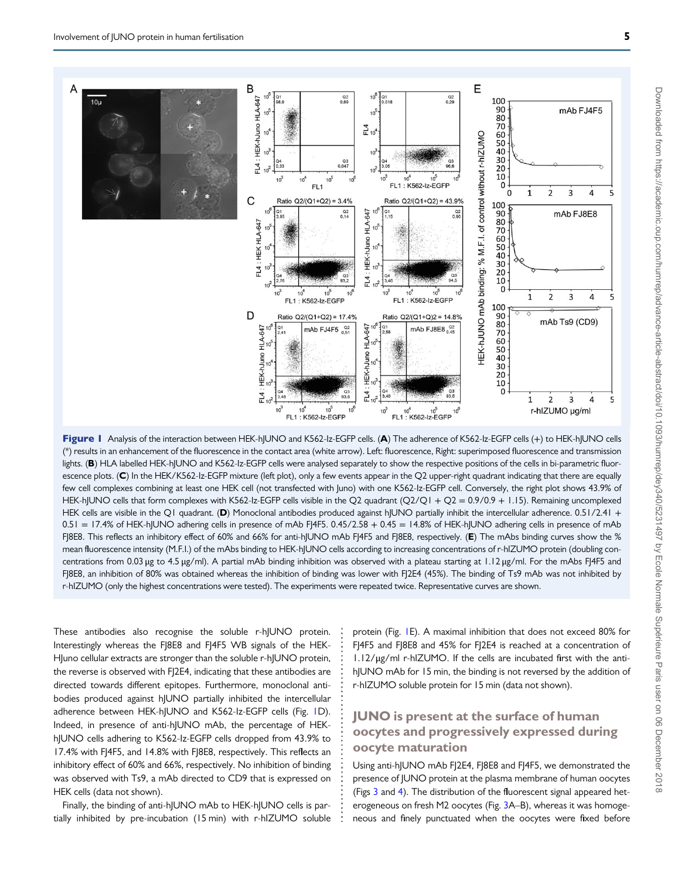**Figure 1** Analysis of the interaction between HEK-hJUNO and K562-Iz-EGFP cells. (**A**) The adherence of K562-Iz-EGFP cells (+) to HEK-hJUNO cells (*) results in an enhancement of the fluorescence in the contact area (white arrow). Left: fluorescence, Right: superimposed fluorescence and transmission lights. (**B**) HLA labelled HEK-hJUNO and K562-Iz-EGFP cells were analysed separately to show the respective positions of the cells in bi-parametric fluorescence plots. (**C**) In the HEK/K562-Iz-EGFP mixture (left plot), only a few events appear in the Q2 upper-right quadrant indicating that there are equally few cell complexes combining at least one HEK cell (not transfected with Juno) with one K562-Iz-EGFP cell. Conversely, the right plot shows 43.9% of HEK-hJUNO cells that form complexes with K562-Iz-EGFP cells visible in the Q2 quadrant (Q2/Q1 + Q2 = 0.9/0.9 + 1.15). Remaining uncomplexed HEK cells are visible in the Q1 quadrant. (**D**) Monoclonal antibodies produced against hJUNO partially inhibit the intercellular adherence. 0.51/2.41 + 0.51 = 17.4% of HEK-hJUNO adhering cells in presence of mAb FJ4F5. 0.45/2.58 + 0.45 = 14.8% of HEK-hJUNO adhering cells in presence of mAb FJ8E8. This reflects an inhibitory effect of 60% and 66% for anti-hJUNO mAb FJ4F5 and FJ8E8, respectively. (**E**) The mAbs binding curves show the % mean fluorescence intensity (M.F.I.) of the mAbs binding to HEK-hJUNO cells according to increasing concentrations of r-hIZUMO protein (doubling concentrations from 0.03 µg to 4.5 µg/ml). A partial mAb binding inhibition was observed with a plateau starting at 1.12 µg/ml. For the mAbs FJ4F5 and FJ8E8, an inhibition of 80% was obtained whereas the inhibition of binding was lower with FJ2E4 (45%). The binding of Ts9 mAb was not inhibited by r-hIZUMO (only the highest concentrations were tested). The experiments were repeated twice. Representative curves are shown.

These antibodies also recognise the soluble r-hJUNO protein. Interestingly whereas the FJ8E8 and FJ4F5 WB signals of the HEK-HJuno cellular extracts are stronger than the soluble r-hJUNO protein, the reverse is observed with FJ2E4, indicating that these antibodies are directed towards different epitopes. Furthermore, monoclonal antibodies produced against hJUNO partially inhibited the intercellular adherence between HEK-hJUNO and K562-Iz-EGFP cells (Fig. 1D). Indeed, in presence of anti-hJUNO mAb, the percentage of HEK-hJUNO cells adhering to K562-Iz-EGFP cells dropped from 43.9% to 17.4% with FJ4F5, and 14.8% with FJ8E8, respectively. This reflects an inhibitory effect of 60% and 66%, respectively. No inhibition of binding was observed with Ts9, a mAb directed to CD9 that is expressed on HEK cells (data not shown).

Finally, the binding of anti-hJUNO mAb to HEK-hJUNO cells is partially inhibited by pre-incubation (15 min) with r-hIZUMO soluble protein (Fig. 1E). A maximal inhibition that does not exceed 80% for FJ4F5 and FJ8E8 and 45% for FJ2E4 is reached at a concentration of 1.12/µg/ml r-hIZUMO. If the cells are incubated first with the anti-hJUNO mAb for 15 min, the binding is not reversed by the addition of r-hIZUMO soluble protein for 15 min (data not shown).

## JUNO is present at the surface of human oocytes and progressively expressed during oocyte maturation

Using anti-hJUNO mAb FJ2E4, FJ8E8 and FJ4F5, we demonstrated the presence of JUNO protein at the plasma membrane of human oocytes (Figs 3 and 4). The distribution of the fluorescent signal appeared heterogeneous on fresh M2 oocytes (Fig. 3A–B), whereas it was homogeneous and finely punctuated when the oocytes were fixed before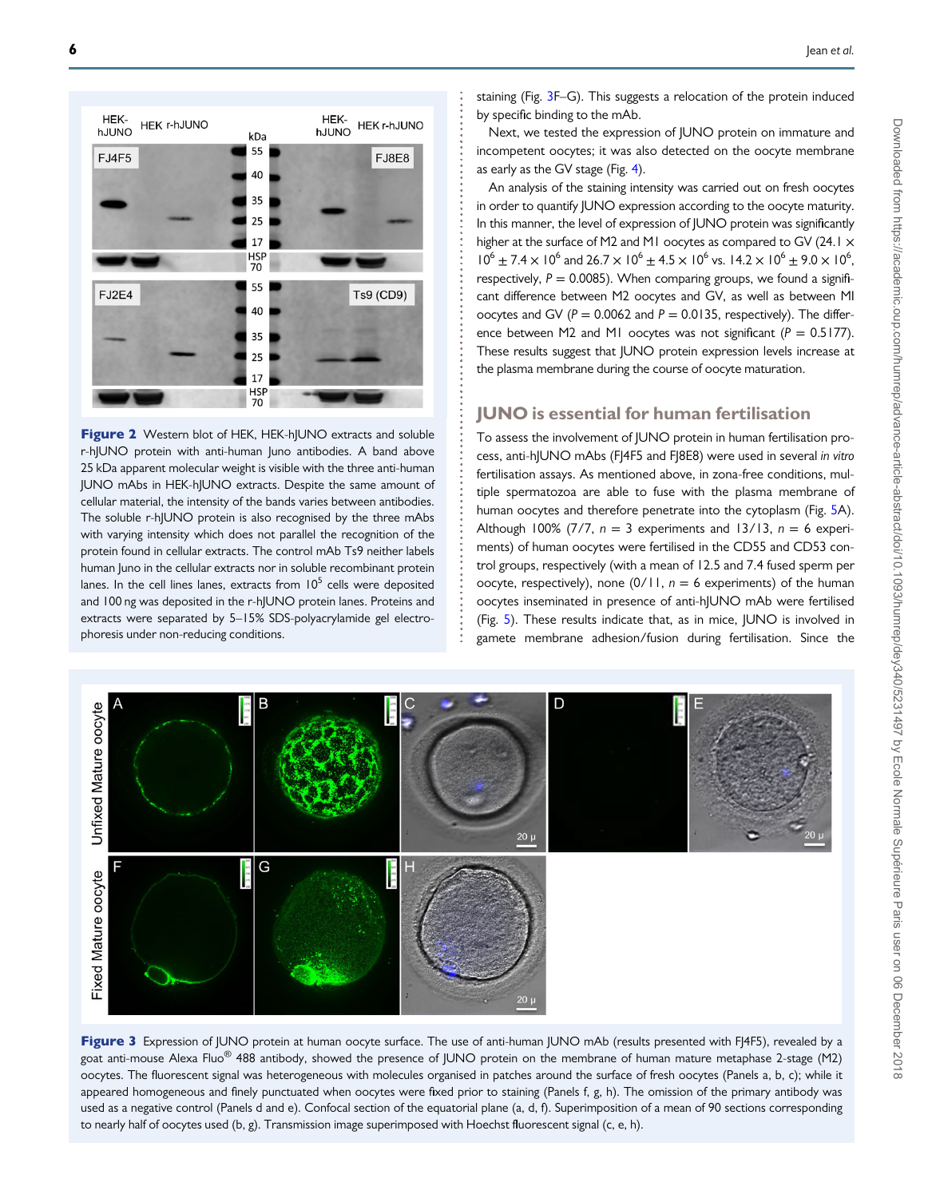**Figure 2** Western blot of HEK, HEK-hJUNO extracts and soluble r-hJUNO protein with anti-human Juno antibodies. A band above 25 kDa apparent molecular weight is visible with the three anti-human JUNO mAbs in HEK-hJUNO extracts. Despite the same amount of cellular material, the intensity of the bands varies between antibodies. The soluble r-hJUNO protein is also recognised by the three mAbs with varying intensity which does not parallel the recognition of the protein found in cellular extracts. The control mAb Ts9 neither labels human Juno in the cellular extracts nor in soluble recombinant protein lanes. In the cell lines lanes, extracts from $10^5$ cells were deposited and 100 ng was deposited in the r-hJUNO protein lanes. Proteins and extracts were separated by 5–15% SDS-polyacrylamide gel electrophoresis under non-reducing conditions.

staining (Fig. 3F–G). This suggests a relocation of the protein induced by specific binding to the mAb.

Next, we tested the expression of JUNO protein on immature and incompetent oocytes; it was also detected on the oocyte membrane as early as the GV stage (Fig. 4).

An analysis of the staining intensity was carried out on fresh oocytes in order to quantify JUNO expression according to the oocyte maturity. In this manner, the level of expression of JUNO protein was significantly higher at the surface of M2 and M1 oocytes as compared to GV ($24.1 \times 10^6 \pm 7.4 \times 10^6$ and $26.7 \times 10^6 \pm 4.5 \times 10^6$ vs. $14.2 \times 10^6 \pm 9.0 \times 10^6$, respectively, $P = 0.0085$). When comparing groups, we found a significant difference between M2 oocytes and GV, as well as between MI oocytes and GV ($P = 0.0062$ and $P = 0.0135$, respectively). The difference between M2 and M1 oocytes was not significant ($P = 0.5177$). These results suggest that JUNO protein expression levels increase at the plasma membrane during the course of oocyte maturation.

## JUNO is essential for human fertilisation

To assess the involvement of JUNO protein in human fertilisation process, anti-hJUNO mAbs (FJ4F5 and FJ8E8) were used in several *in vitro* fertilisation assays. As mentioned above, in zona-free conditions, multiple spermatozoa are able to fuse with the plasma membrane of human oocytes and therefore penetrate into the cytoplasm (Fig. 5A). Although 100% (7/7, $n = 3$ experiments and 13/13, $n = 6$ experiments) of human oocytes were fertilised in the CD55 and CD53 control groups, respectively (with a mean of 12.5 and 7.4 fused sperm per oocyte, respectively), none (0/11, $n = 6$ experiments) of the human oocytes inseminated in presence of anti-hJUNO mAb were fertilised (Fig. 5). These results indicate that, as in mice, JUNO is involved in gamete membrane adhesion/fusion during fertilisation. Since the

**Figure 3** Expression of JUNO protein at human oocyte surface. The use of anti-human JUNO mAb (results presented with FJ4F5), revealed by a goat anti-mouse Alexa Fluo® 488 antibody, showed the presence of JUNO protein on the membrane of human mature metaphase 2-stage (M2) oocytes. The fluorescent signal was heterogeneous with molecules organised in patches around the surface of fresh oocytes (Panels a, b, c); while it appeared homogeneous and finely punctuated when oocytes were fixed prior to staining (Panels f, g, h). The omission of the primary antibody was used as a negative control (Panels d and e). Confocal section of the equatorial plane (a, d, f). Superimposition of a mean of 90 sections corresponding to nearly half of oocytes used (b, g). Transmission image superimposed with Hoechst fluorescent signal (c, e, h).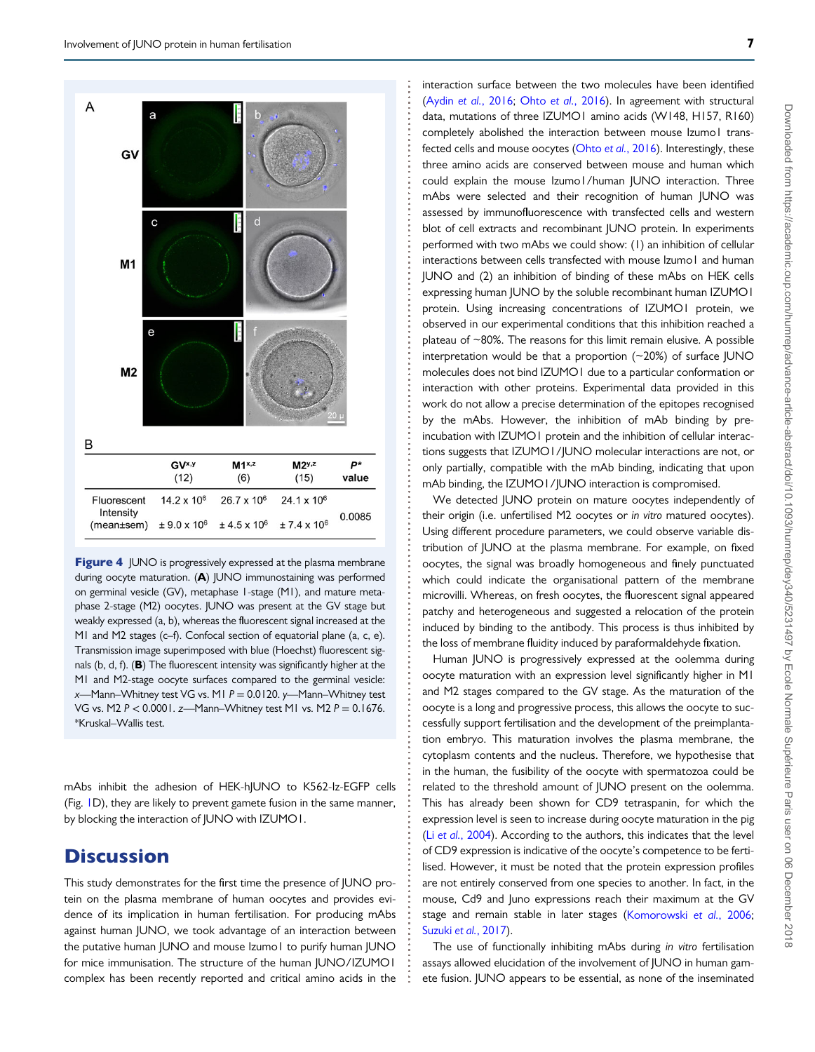| | $GV^{x,y}$ (12) | $M1^{x,z}$ (6) | $M2^{y,z}$ (15) | $P^*$ value |
|---|---|---|---|---|
| Fluorescent Intensity (mean±sem) | $14.2 \times 10^6$ $\pm 9.0 \times 10^6$ | $26.7 \times 10^6$ $\pm 4.5 \times 10^6$ | $24.1 \times 10^6$ $\pm 7.4 \times 10^6$ | 0.0085 |

**Figure 4** JUNO is progressively expressed at the plasma membrane during oocyte maturation. (**A**) JUNO immunostaining was performed on germinal vesicle (GV), metaphase I-stage (M1), and mature metaphase 2-stage (M2) oocytes. JUNO was present at the GV stage but weakly expressed (a, b), whereas the fluorescent signal increased at the M1 and M2 stages (c–f). Confocal section of equatorial plane (a, c, e). Transmission image superimposed with blue (Hoechst) fluorescent signals (b, d, f). (**B**) The fluorescent intensity was significantly higher at the M1 and M2-stage oocyte surfaces compared to the germinal vesicle: *x*—Mann–Whitney test VG vs. M1 $P = 0.0120$. *y*—Mann–Whitney test VG vs. M2 $P < 0.0001$. *z*—Mann–Whitney test M1 vs. M2 $P = 0.1676$. *Kruskal–Wallis test.

mAbs inhibit the adhesion of HEK-hJUNO to K562-Iz-EGFP cells (Fig. 1D), they are likely to prevent gamete fusion in the same manner, by blocking the interaction of JUNO with IZUMO1.

# Discussion

This study demonstrates for the first time the presence of JUNO protein on the plasma membrane of human oocytes and provides evidence of its implication in human fertilisation. For producing mAbs against human JUNO, we took advantage of an interaction between the putative human JUNO and mouse Izumo1 to purify human JUNO for mice immunisation. The structure of the human JUNO/IZUMO1 complex has been recently reported and critical amino acids in the interaction surface between the two molecules have been identified (Aydin *et al.*, 2016; Ohto *et al.*, 2016). In agreement with structural data, mutations of three IZUMO1 amino acids (W148, H157, R160) completely abolished the interaction between mouse Izumo1 transfected cells and mouse oocytes (Ohto *et al.*, 2016). Interestingly, these three amino acids are conserved between mouse and human which could explain the mouse Izumo1/human JUNO interaction. Three mAbs were selected and their recognition of human JUNO was assessed by immunofluorescence with transfected cells and western blot of cell extracts and recombinant JUNO protein. In experiments performed with two mAbs we could show: (1) an inhibition of cellular interactions between cells transfected with mouse Izumo1 and human JUNO and (2) an inhibition of binding of these mAbs on HEK cells expressing human JUNO by the soluble recombinant human IZUMO1 protein. Using increasing concentrations of IZUMO1 protein, we observed in our experimental conditions that this inhibition reached a plateau of ~80%. The reasons for this limit remain elusive. A possible interpretation would be that a proportion (~20%) of surface JUNO molecules does not bind IZUMO1 due to a particular conformation or interaction with other proteins. Experimental data provided in this work do not allow a precise determination of the epitopes recognised by the mAbs. However, the inhibition of mAb binding by pre-incubation with IZUMO1 protein and the inhibition of cellular interactions suggests that IZUMO1/JUNO molecular interactions are not, or only partially, compatible with the mAb binding, indicating that upon mAb binding, the IZUMO1/JUNO interaction is compromised.

We detected JUNO protein on mature oocytes independently of their origin (i.e. unfertilised M2 oocytes or *in vitro* matured oocytes). Using different procedure parameters, we could observe variable distribution of JUNO at the plasma membrane. For example, on fixed oocytes, the signal was broadly homogeneous and finely punctuated which could indicate the organisational pattern of the membrane microvilli. Whereas, on fresh oocytes, the fluorescent signal appeared patchy and heterogeneous and suggested a relocation of the protein induced by binding to the antibody. This process is thus inhibited by the loss of membrane fluidity induced by paraformaldehyde fixation.

Human JUNO is progressively expressed at the oolemma during oocyte maturation with an expression level significantly higher in M1 and M2 stages compared to the GV stage. As the maturation of the oocyte is a long and progressive process, this allows the oocyte to successfully support fertilisation and the development of the preimplantation embryo. This maturation involves the plasma membrane, the cytoplasm contents and the nucleus. Therefore, we hypothesise that in the human, the fusibility of the oocyte with spermatozoa could be related to the threshold amount of JUNO present on the oolemma. This has already been shown for CD9 tetraspanin, for which the expression level is seen to increase during oocyte maturation in the pig (Li *et al.*, 2004). According to the authors, this indicates that the level of CD9 expression is indicative of the oocyte's competence to be fertilised. However, it must be noted that the protein expression profiles are not entirely conserved from one species to another. In fact, in the mouse, Cd9 and Juno expressions reach their maximum at the GV stage and remain stable in later stages (Komorowski *et al.*, 2006; Suzuki *et al.*, 2017).

The use of functionally inhibiting mAbs during *in vitro* fertilisation assays allowed elucidation of the involvement of JUNO in human gamete fusion. JUNO appears to be essential, as none of the inseminated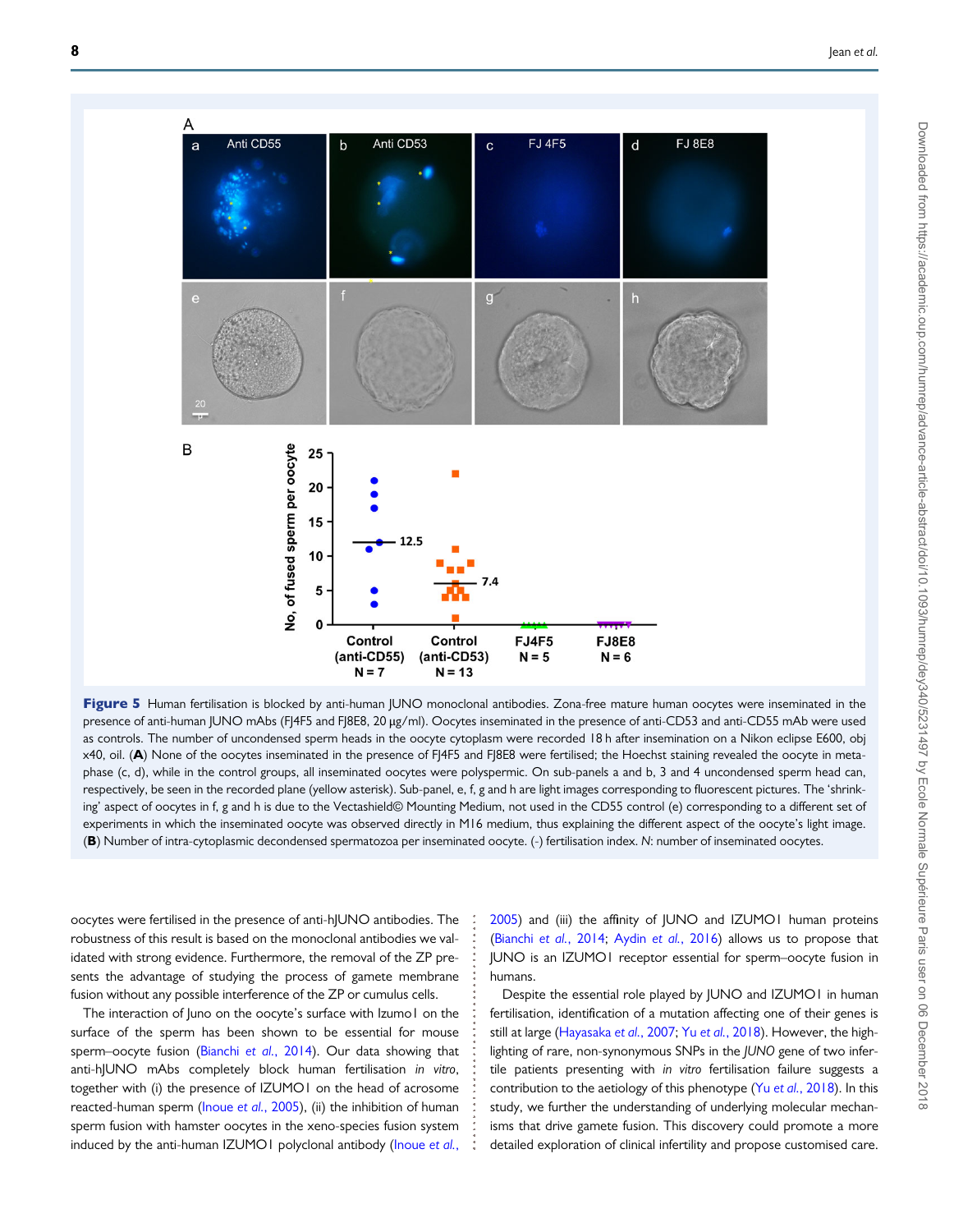**Figure 5** Human fertilisation is blocked by anti-human JUNO monoclonal antibodies. Zona-free mature human oocytes were inseminated in the presence of anti-human JUNO mAbs (FJ4F5 and FJ8E8, 20 μg/ml). Oocytes inseminated in the presence of anti-CD53 and anti-CD55 mAb were used as controls. The number of uncondensed sperm heads in the oocyte cytoplasm were recorded 18 h after insemination on a Nikon eclipse E600, obj x40, oil. (**A**) None of the oocytes inseminated in the presence of FJ4F5 and FJ8E8 were fertilised; the Hoechst staining revealed the oocyte in metaphase (c, d), while in the control groups, all inseminated oocytes were polyspermic. On sub-panels a and b, 3 and 4 uncondensed sperm head can, respectively, be seen in the recorded plane (yellow asterisk). Sub-panel, e, f, g and h are light images corresponding to fluorescent pictures. The 'shrinking' aspect of oocytes in f, g and h is due to the Vectashield© Mounting Medium, not used in the CD55 control (e) corresponding to a different set of experiments in which the inseminated oocyte was observed directly in M16 medium, thus explaining the different aspect of the oocyte's light image. (**B**) Number of intra-cytoplasmic decondensed spermatozoa per inseminated oocyte. (-) fertilisation index. *N*: number of inseminated oocytes.

oocytes were fertilised in the presence of anti-hJUNO antibodies. The robustness of this result is based on the monoclonal antibodies we validated with strong evidence. Furthermore, the removal of the ZP presents the advantage of studying the process of gamete membrane fusion without any possible interference of the ZP or cumulus cells.

The interaction of Juno on the oocyte's surface with Izumo1 on the surface of the sperm has been shown to be essential for mouse sperm–oocyte fusion (Bianchi *et al.*, 2014). Our data showing that anti-hJUNO mAbs completely block human fertilisation *in vitro*, together with (i) the presence of IZUMO1 on the head of acrosome reacted-human sperm (Inoue *et al.*, 2005), (ii) the inhibition of human sperm fusion with hamster oocytes in the xeno-species fusion system induced by the anti-human IZUMO1 polyclonal antibody (Inoue *et al.*, 2005) and (iii) the affinity of JUNO and IZUMO1 human proteins (Bianchi *et al.*, 2014; Aydin *et al.*, 2016) allows us to propose that JUNO is an IZUMO1 receptor essential for sperm–oocyte fusion in humans.

Despite the essential role played by JUNO and IZUMO1 in human fertilisation, identification of a mutation affecting one of their genes is still at large (Hayasaka *et al.*, 2007; Yu *et al.*, 2018). However, the highlighting of rare, non-synonymous SNPs in the *JUNO* gene of two infertile patients presenting with *in vitro* fertilisation failure suggests a contribution to the aetiology of this phenotype (Yu *et al.*, 2018). In this study, we further the understanding of underlying molecular mechanisms that drive gamete fusion. This discovery could promote a more detailed exploration of clinical infertility and propose customised care.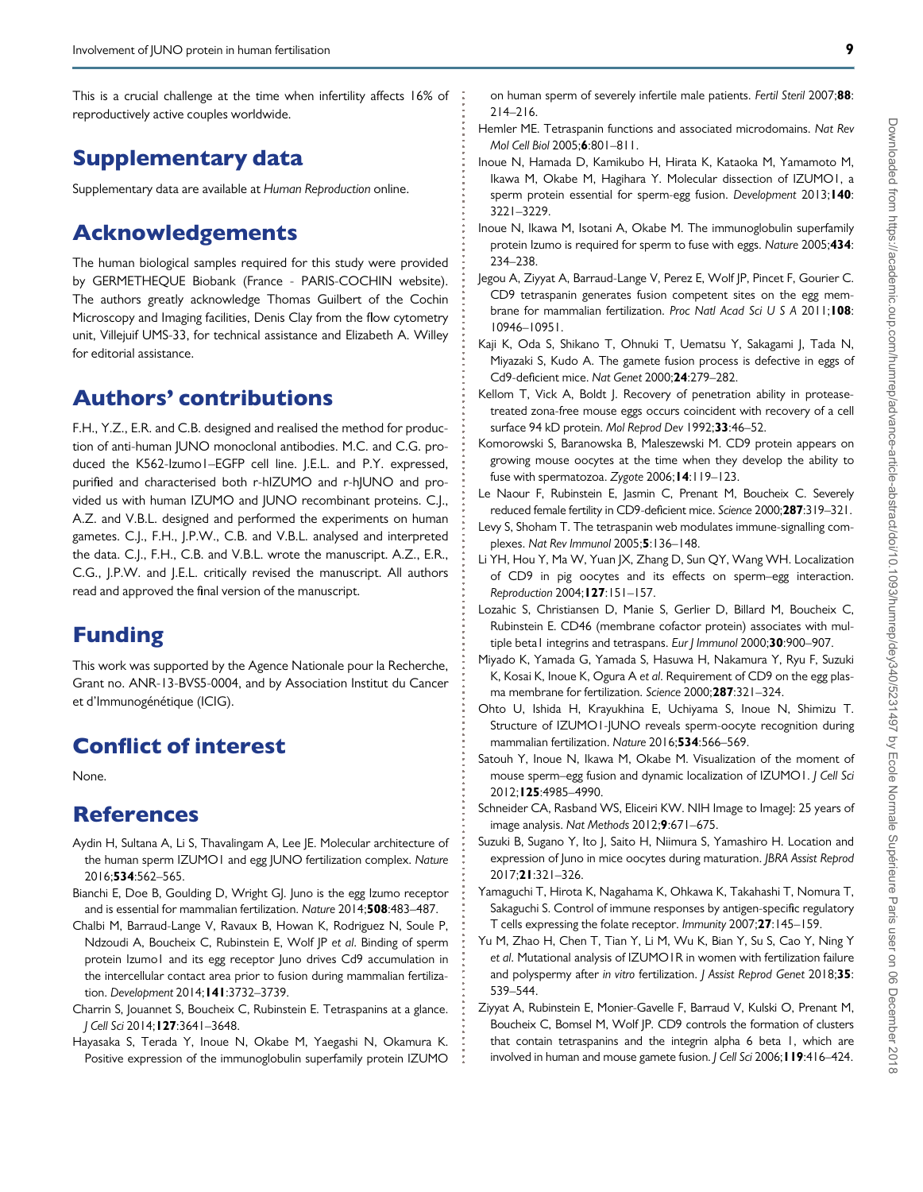This is a crucial challenge at the time when infertility affects 16% of reproductively active couples worldwide.

## Supplementary data

Supplementary data are available at *Human Reproduction* online.

## Acknowledgements

The human biological samples required for this study were provided by GERMETHEQUE Biobank (France - PARIS-COCHIN website). The authors greatly acknowledge Thomas Guilbert of the Cochin Microscopy and Imaging facilities, Denis Clay from the flow cytometry unit, Villejuif UMS-33, for technical assistance and Elizabeth A. Willey for editorial assistance.

## Authors' contributions

F.H., Y.Z., E.R. and C.B. designed and realised the method for production of anti-human JUNO monoclonal antibodies. M.C. and C.G. produced the K562-Izumo1–EGFP cell line. J.E.L. and P.Y. expressed, purified and characterised both r-hIZUMO and r-hJUNO and provided us with human IZUMO and JUNO recombinant proteins. C.J., A.Z. and V.B.L. designed and performed the experiments on human gametes. C.J., F.H., J.P.W., C.B. and V.B.L. analysed and interpreted the data. C.J., F.H., C.B. and V.B.L. wrote the manuscript. A.Z., E.R., C.G., J.P.W. and J.E.L. critically revised the manuscript. All authors read and approved the final version of the manuscript.

## Funding

This work was supported by the Agence Nationale pour la Recherche, Grant no. ANR-13-BVS5-0004, and by Association Institut du Cancer et d'Immunogénétique (ICIG).

## Conflict of interest

None.

## References

Aydin H, Sultana A, Li S, Thavalingam A, Lee JE. Molecular architecture of the human sperm IZUMO1 and egg JUNO fertilization complex. *Nature* 2016;**534**:562–565.

Bianchi E, Doe B, Goulding D, Wright GJ. Juno is the egg Izumo receptor and is essential for mammalian fertilization. *Nature* 2014;**508**:483–487.

Chalbi M, Barraud-Lange V, Ravaux B, Howan K, Rodriguez N, Soule P, Ndzoudi A, Boucheix C, Rubinstein E, Wolf JP *et al*. Binding of sperm protein Izumo1 and its egg receptor Juno drives Cd9 accumulation in the intercellular contact area prior to fusion during mammalian fertilization. *Development* 2014;**141**:3732–3739.

Charrin S, Jouannet S, Boucheix C, Rubinstein E. Tetraspanins at a glance. *J Cell Sci* 2014;**127**:3641–3648.

Hayasaka S, Terada Y, Inoue N, Okabe M, Yaegashi N, Okamura K. Positive expression of the immunoglobulin superfamily protein IZUMO on human sperm of severely infertile male patients. *Fertil Steril* 2007;**88**:214–216.

Hemler ME. Tetraspanin functions and associated microdomains. *Nat Rev Mol Cell Biol* 2005;**6**:801–811.

Inoue N, Hamada D, Kamikubo H, Hirata K, Kataoka M, Yamamoto M, Ikawa M, Okabe M, Hagihara Y. Molecular dissection of IZUMO1, a sperm protein essential for sperm-egg fusion. *Development* 2013;**140**:3221–3229.

Inoue N, Ikawa M, Isotani A, Okabe M. The immunoglobulin superfamily protein Izumo is required for sperm to fuse with eggs. *Nature* 2005;**434**:234–238.

Jegou A, Ziyyat A, Barraud-Lange V, Perez E, Wolf JP, Pincet F, Gourier C. CD9 tetraspanin generates fusion competent sites on the egg membrane for mammalian fertilization. *Proc Natl Acad Sci U S A* 2011;**108**:10946–10951.

Kaji K, Oda S, Shikano T, Ohnuki T, Uematsu Y, Sakagami J, Tada N, Miyazaki S, Kudo A. The gamete fusion process is defective in eggs of Cd9-deficient mice. *Nat Genet* 2000;**24**:279–282.

Kellom T, Vick A, Boldt J. Recovery of penetration ability in protease-treated zona-free mouse eggs occurs coincident with recovery of a cell surface 94 kD protein. *Mol Reprod Dev* 1992;**33**:46–52.

Komorowski S, Baranowska B, Maleszewski M. CD9 protein appears on growing mouse oocytes at the time when they develop the ability to fuse with spermatozoa. *Zygote* 2006;**14**:119–123.

Le Naour F, Rubinstein E, Jasmin C, Prenant M, Boucheix C. Severely reduced female fertility in CD9-deficient mice. *Science* 2000;**287**:319–321.

Levy S, Shoham T. The tetraspanin web modulates immune-signalling complexes. *Nat Rev Immunol* 2005;**5**:136–148.

Li YH, Hou Y, Ma W, Yuan JX, Zhang D, Sun QY, Wang WH. Localization of CD9 in pig oocytes and its effects on sperm–egg interaction. *Reproduction* 2004;**127**:151–157.

Lozahic S, Christiansen D, Manie S, Gerlier D, Billard M, Boucheix C, Rubinstein E. CD46 (membrane cofactor protein) associates with multiple beta1 integrins and tetraspans. *Eur J Immunol* 2000;**30**:900–907.

Miyado K, Yamada G, Yamada S, Hasuwa H, Nakamura Y, Ryu F, Suzuki K, Kosai K, Inoue K, Ogura A *et al*. Requirement of CD9 on the egg plasma membrane for fertilization. *Science* 2000;**287**:321–324.

Ohto U, Ishida H, Krayukhina E, Uchiyama S, Inoue N, Shimizu T. Structure of IZUMO1-JUNO reveals sperm-oocyte recognition during mammalian fertilization. *Nature* 2016;**534**:566–569.

Satouh Y, Inoue N, Ikawa M, Okabe M. Visualization of the moment of mouse sperm–egg fusion and dynamic localization of IZUMO1. *J Cell Sci* 2012;**125**:4985–4990.

Schneider CA, Rasband WS, Eliceiri KW. NIH Image to ImageJ: 25 years of image analysis. *Nat Methods* 2012;**9**:671–675.

Suzuki B, Sugano Y, Ito J, Saito H, Niimura S, Yamashiro H. Location and expression of Juno in mice oocytes during maturation. *JBRA Assist Reprod* 2017;**21**:321–326.

Yamaguchi T, Hirota K, Nagahama K, Ohkawa K, Takahashi T, Nomura T, Sakaguchi S. Control of immune responses by antigen-specific regulatory T cells expressing the folate receptor. *Immunity* 2007;**27**:145–159.

Yu M, Zhao H, Chen T, Tian Y, Li M, Wu K, Bian Y, Su S, Cao Y, Ning Y *et al*. Mutational analysis of IZUMO1R in women with fertilization failure and polyspermy after *in vitro* fertilization. *J Assist Reprod Genet* 2018;**35**:539–544.

Ziyyat A, Rubinstein E, Monier-Gavelle F, Barraud V, Kulski O, Prenant M, Boucheix C, Bomsel M, Wolf JP. CD9 controls the formation of clusters that contain tetraspanins and the integrin alpha 6 beta 1, which are involved in human and mouse gamete fusion. *J Cell Sci* 2006;**119**:416–424.